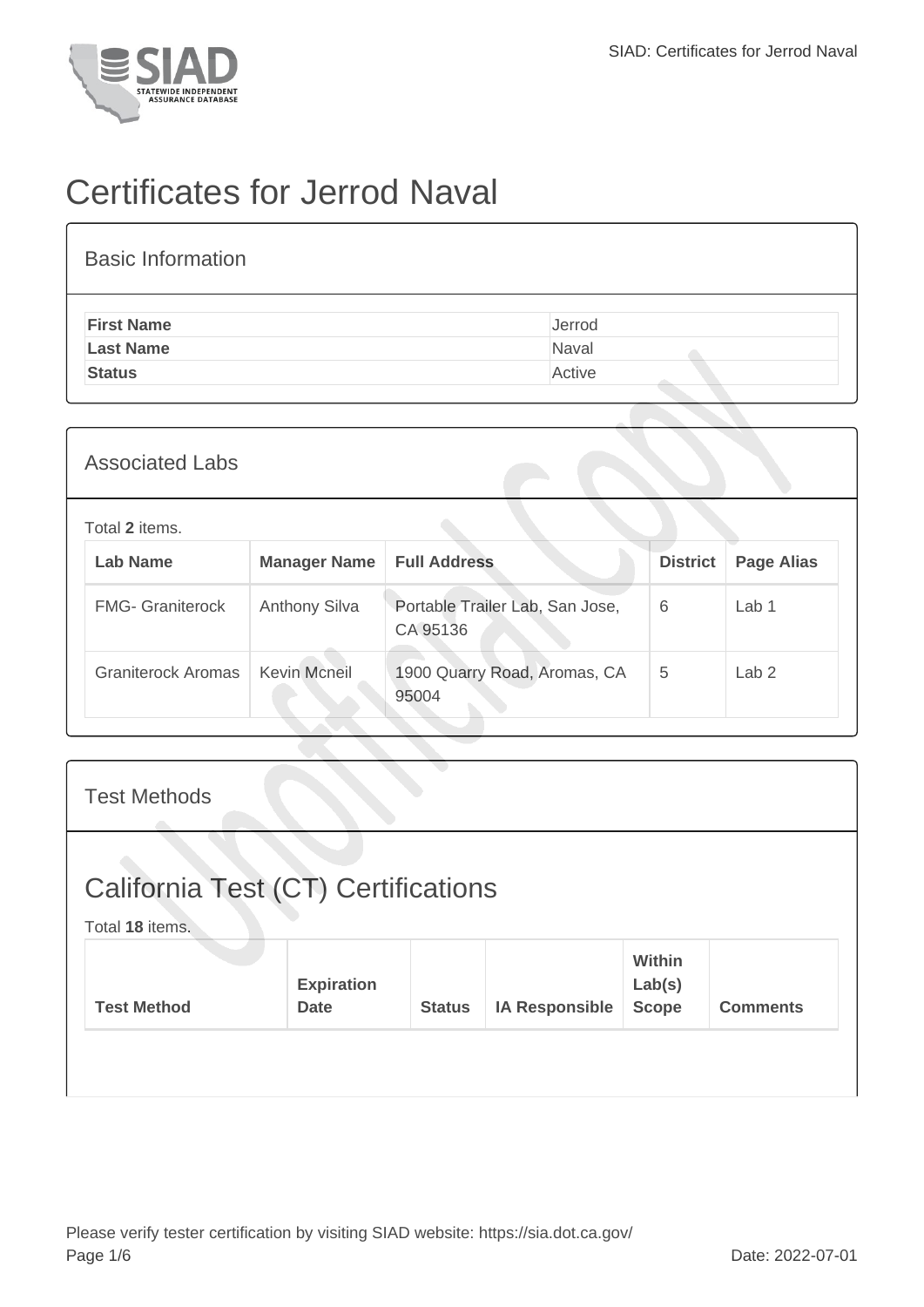# Certificates for Jerrod Naval

## Basic Information

| | |
|---|---|
| **First Name** | Jerrod |
| **Last Name** | Naval |
| **Status** | Active |

## Associated Labs

Total **2** items.

| Lab Name | Manager Name | Full Address | District | Page Alias |
|---|---|---|---|---|
| FMG- Graniterock | Anthony Silva | Portable Trailer Lab, San Jose, CA 95136 | 6 | Lab 1 |
| Graniterock Aromas | Kevin Mcneil | 1900 Quarry Road, Aromas, CA 95004 | 5 | Lab 2 |

## Test Methods

## California Test (CT) Certifications

Total **18** items.

| Test Method | Expiration Date | Status | IA Responsible | Within Lab(s) Scope | Comments |
|---|---|---|---|---|---|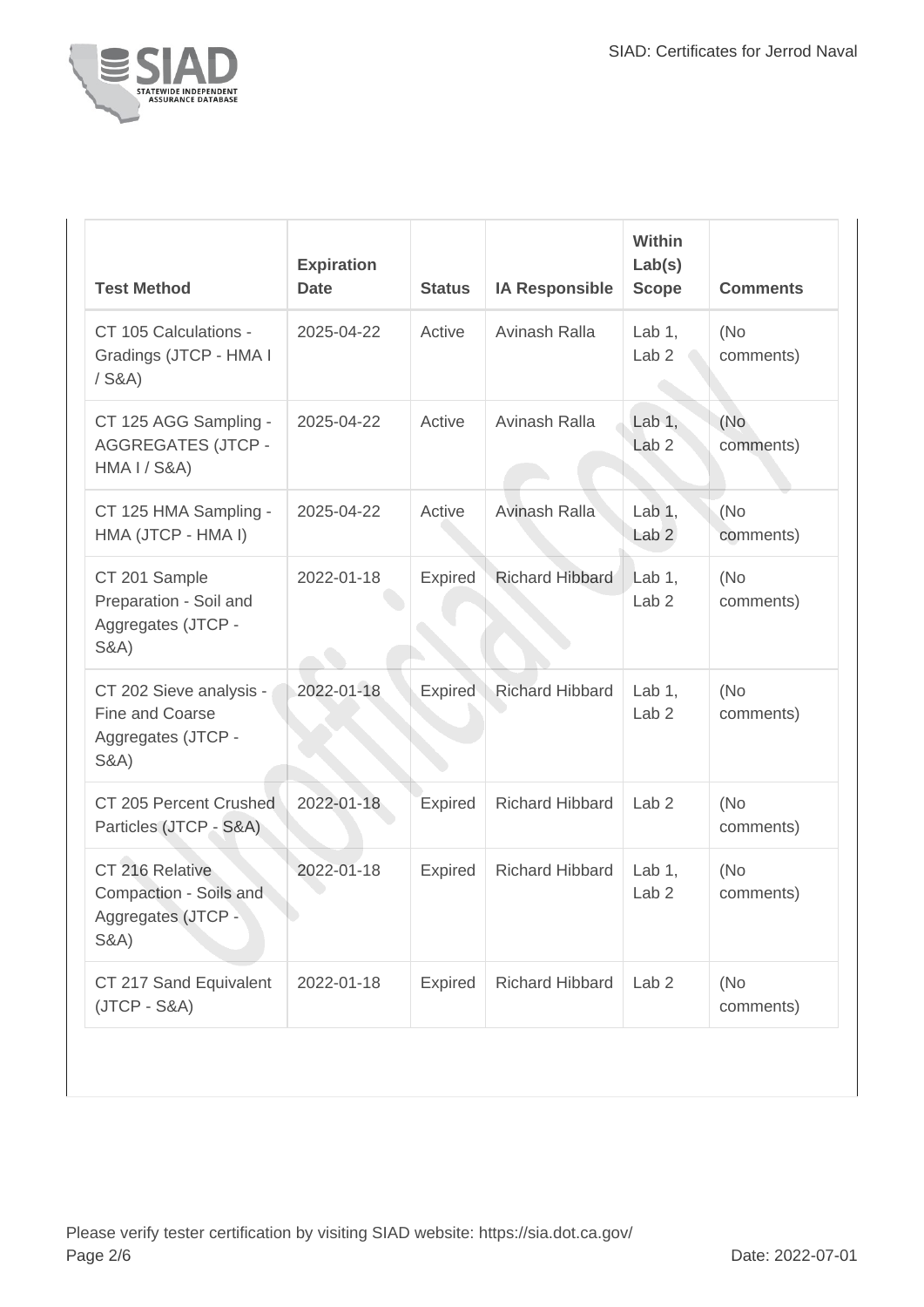| Test Method | Expiration Date | Status | IA Responsible | Within Lab(s) Scope | Comments |
|---|---|---|---|---|---|
| CT 105 Calculations - Gradings (JTCP - HMA I / S&A) | 2025-04-22 | Active | Avinash Ralla | Lab 1, Lab 2 | (No comments) |
| CT 125 AGG Sampling - AGGREGATES (JTCP - HMA I / S&A) | 2025-04-22 | Active | Avinash Ralla | Lab 1, Lab 2 | (No comments) |
| CT 125 HMA Sampling - HMA (JTCP - HMA I) | 2025-04-22 | Active | Avinash Ralla | Lab 1, Lab 2 | (No comments) |
| CT 201 Sample Preparation - Soil and Aggregates (JTCP - S&A) | 2022-01-18 | Expired | Richard Hibbard | Lab 1, Lab 2 | (No comments) |
| CT 202 Sieve analysis - Fine and Coarse Aggregates (JTCP - S&A) | 2022-01-18 | Expired | Richard Hibbard | Lab 1, Lab 2 | (No comments) |
| CT 205 Percent Crushed Particles (JTCP - S&A) | 2022-01-18 | Expired | Richard Hibbard | Lab 2 | (No comments) |
| CT 216 Relative Compaction - Soils and Aggregates (JTCP - S&A) | 2022-01-18 | Expired | Richard Hibbard | Lab 1, Lab 2 | (No comments) |
| CT 217 Sand Equivalent (JTCP - S&A) | 2022-01-18 | Expired | Richard Hibbard | Lab 2 | (No comments) |

Please verify tester certification by visiting SIAD website: https://sia.dot.ca.gov/

Date: 2022-07-01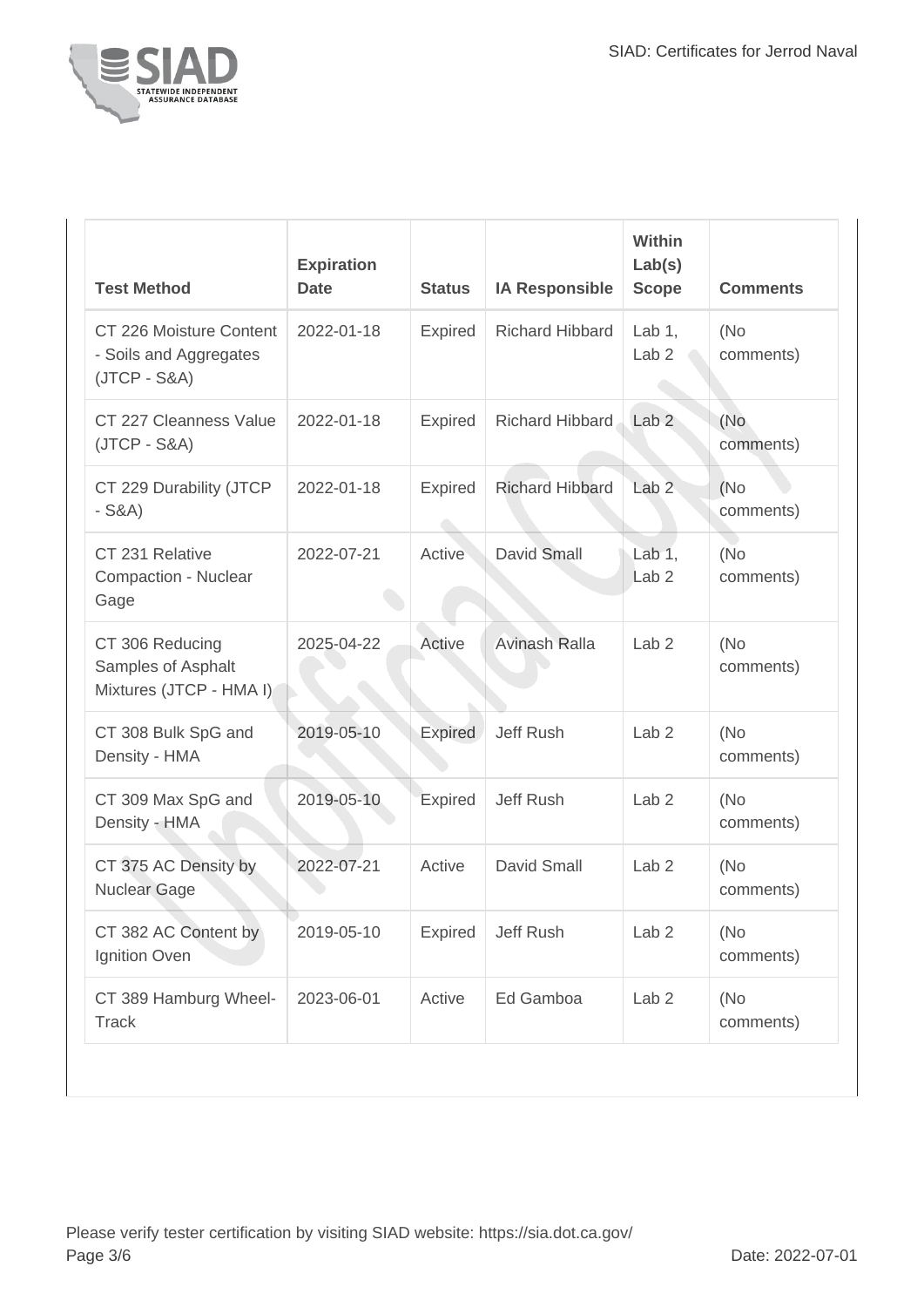| Test Method | Expiration Date | Status | IA Responsible | Within Lab(s) Scope | Comments |
| --- | --- | --- | --- | --- | --- |
| CT 226 Moisture Content - Soils and Aggregates (JTCP - S&A) | 2022-01-18 | Expired | Richard Hibbard | Lab 1, Lab 2 | (No comments) |
| CT 227 Cleanness Value (JTCP - S&A) | 2022-01-18 | Expired | Richard Hibbard | Lab 2 | (No comments) |
| CT 229 Durability (JTCP - S&A) | 2022-01-18 | Expired | Richard Hibbard | Lab 2 | (No comments) |
| CT 231 Relative Compaction - Nuclear Gage | 2022-07-21 | Active | David Small | Lab 1, Lab 2 | (No comments) |
| CT 306 Reducing Samples of Asphalt Mixtures (JTCP - HMA I) | 2025-04-22 | Active | Avinash Ralla | Lab 2 | (No comments) |
| CT 308 Bulk SpG and Density - HMA | 2019-05-10 | Expired | Jeff Rush | Lab 2 | (No comments) |
| CT 309 Max SpG and Density - HMA | 2019-05-10 | Expired | Jeff Rush | Lab 2 | (No comments) |
| CT 375 AC Density by Nuclear Gage | 2022-07-21 | Active | David Small | Lab 2 | (No comments) |
| CT 382 AC Content by Ignition Oven | 2019-05-10 | Expired | Jeff Rush | Lab 2 | (No comments) |
| CT 389 Hamburg Wheel-Track | 2023-06-01 | Active | Ed Gamboa | Lab 2 | (No comments) |

Please verify tester certification by visiting SIAD website: https://sia.dot.ca.gov/

Date: 2022-07-01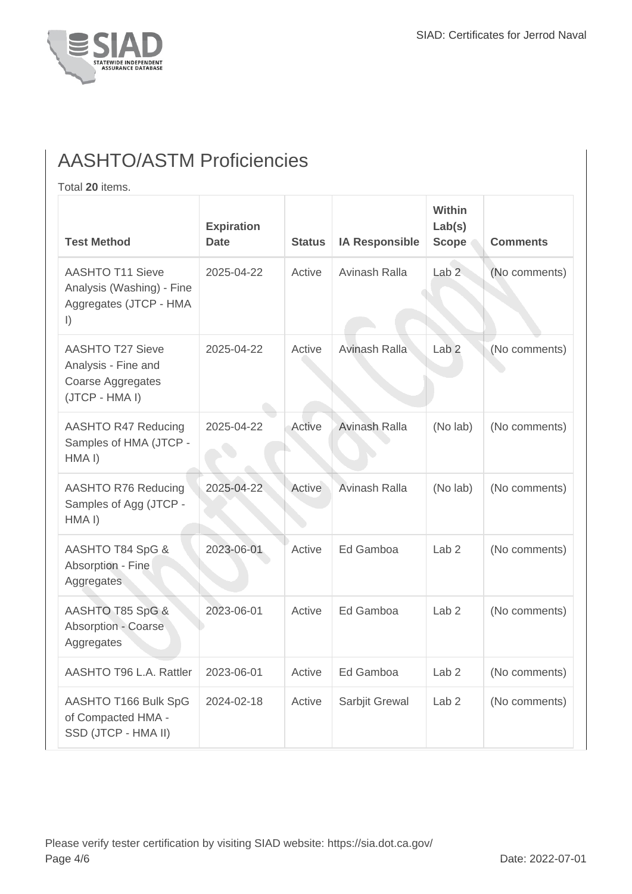## AASHTO/ASTM Proficiencies

Total **20** items.

| Test Method | Expiration Date | Status | IA Responsible | Within Lab(s) Scope | Comments |
|---|---|---|---|---|---|
| AASHTO T11 Sieve Analysis (Washing) - Fine Aggregates (JTCP - HMA I) | 2025-04-22 | Active | Avinash Ralla | Lab 2 | (No comments) |
| AASHTO T27 Sieve Analysis - Fine and Coarse Aggregates (JTCP - HMA I) | 2025-04-22 | Active | Avinash Ralla | Lab 2 | (No comments) |
| AASHTO R47 Reducing Samples of HMA (JTCP - HMA I) | 2025-04-22 | Active | Avinash Ralla | (No lab) | (No comments) |
| AASHTO R76 Reducing Samples of Agg (JTCP - HMA I) | 2025-04-22 | Active | Avinash Ralla | (No lab) | (No comments) |
| AASHTO T84 SpG & Absorption - Fine Aggregates | 2023-06-01 | Active | Ed Gamboa | Lab 2 | (No comments) |
| AASHTO T85 SpG & Absorption - Coarse Aggregates | 2023-06-01 | Active | Ed Gamboa | Lab 2 | (No comments) |
| AASHTO T96 L.A. Rattler | 2023-06-01 | Active | Ed Gamboa | Lab 2 | (No comments) |
| AASHTO T166 Bulk SpG of Compacted HMA - SSD (JTCP - HMA II) | 2024-02-18 | Active | Sarbjit Grewal | Lab 2 | (No comments) |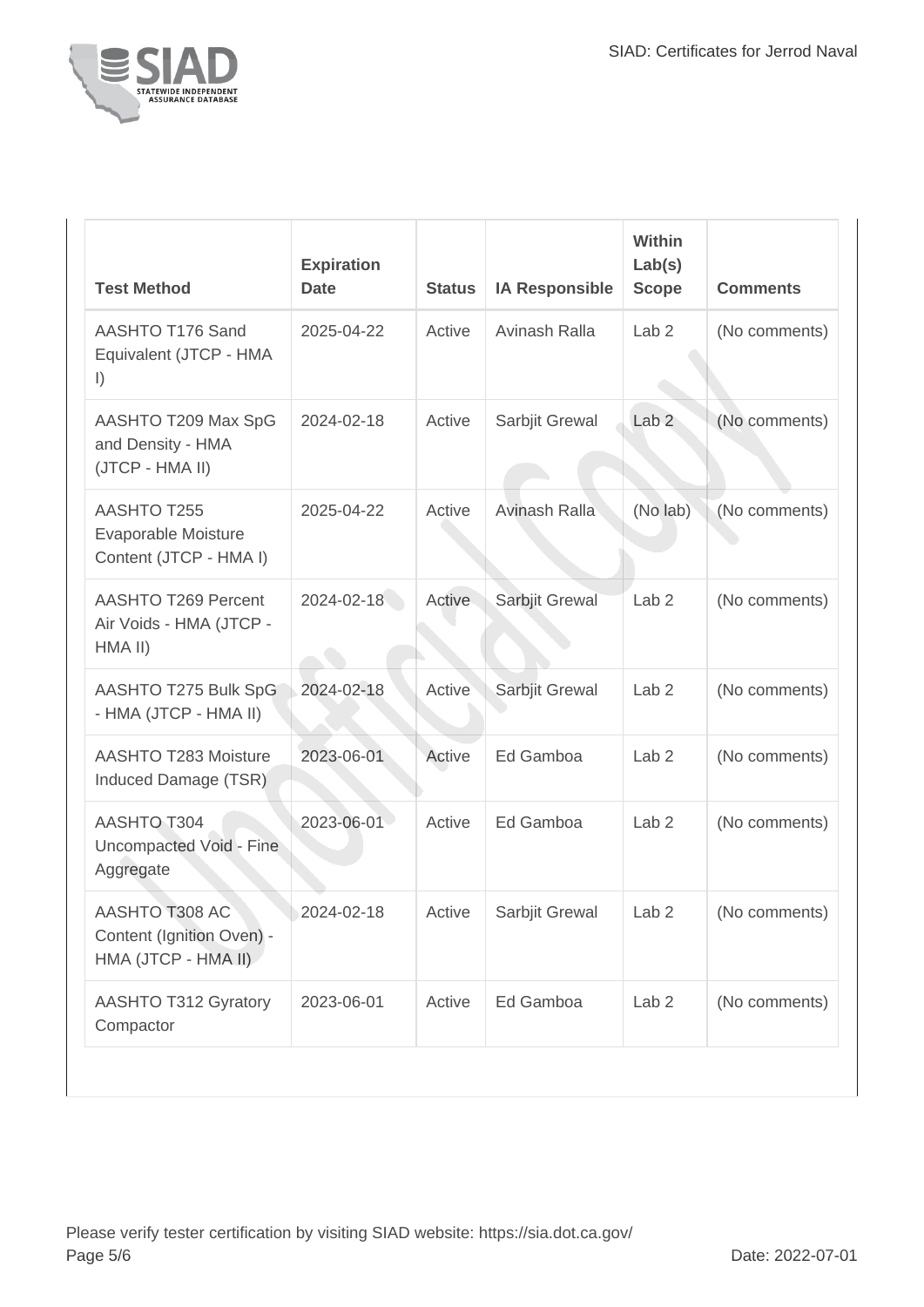| Test Method | Expiration Date | Status | IA Responsible | Within Lab(s) Scope | Comments |
| --- | --- | --- | --- | --- | --- |
| AASHTO T176 Sand Equivalent (JTCP - HMA I) | 2025-04-22 | Active | Avinash Ralla | Lab 2 | (No comments) |
| AASHTO T209 Max SpG and Density - HMA (JTCP - HMA II) | 2024-02-18 | Active | Sarbjit Grewal | Lab 2 | (No comments) |
| AASHTO T255 Evaporable Moisture Content (JTCP - HMA I) | 2025-04-22 | Active | Avinash Ralla | (No lab) | (No comments) |
| AASHTO T269 Percent Air Voids - HMA (JTCP - HMA II) | 2024-02-18 | Active | Sarbjit Grewal | Lab 2 | (No comments) |
| AASHTO T275 Bulk SpG - HMA (JTCP - HMA II) | 2024-02-18 | Active | Sarbjit Grewal | Lab 2 | (No comments) |
| AASHTO T283 Moisture Induced Damage (TSR) | 2023-06-01 | Active | Ed Gamboa | Lab 2 | (No comments) |
| AASHTO T304 Uncompacted Void - Fine Aggregate | 2023-06-01 | Active | Ed Gamboa | Lab 2 | (No comments) |
| AASHTO T308 AC Content (Ignition Oven) - HMA (JTCP - HMA II) | 2024-02-18 | Active | Sarbjit Grewal | Lab 2 | (No comments) |
| AASHTO T312 Gyratory Compactor | 2023-06-01 | Active | Ed Gamboa | Lab 2 | (No comments) |

Please verify tester certification by visiting SIAD website: https://sia.dot.ca.gov/

Date: 2022-07-01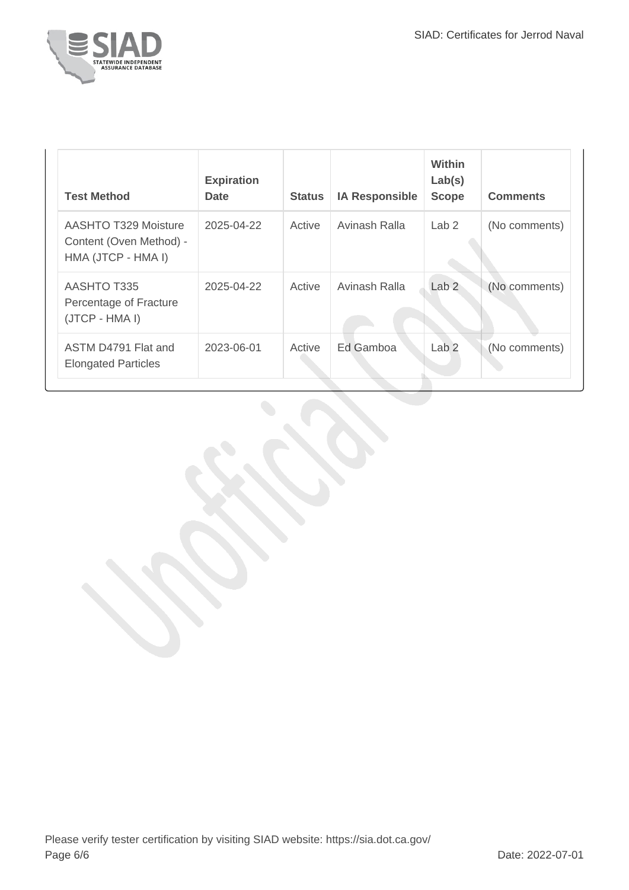| Test Method | Expiration Date | Status | IA Responsible | Within Lab(s) Scope | Comments |
|---|---|---|---|---|---|
| AASHTO T329 Moisture Content (Oven Method) - HMA (JTCP - HMA I) | 2025-04-22 | Active | Avinash Ralla | Lab 2 | (No comments) |
| AASHTO T335 Percentage of Fracture (JTCP - HMA I) | 2025-04-22 | Active | Avinash Ralla | Lab 2 | (No comments) |
| ASTM D4791 Flat and Elongated Particles | 2023-06-01 | Active | Ed Gamboa | Lab 2 | (No comments) |

Please verify tester certification by visiting SIAD website: https://sia.dot.ca.gov/

Date: 2022-07-01